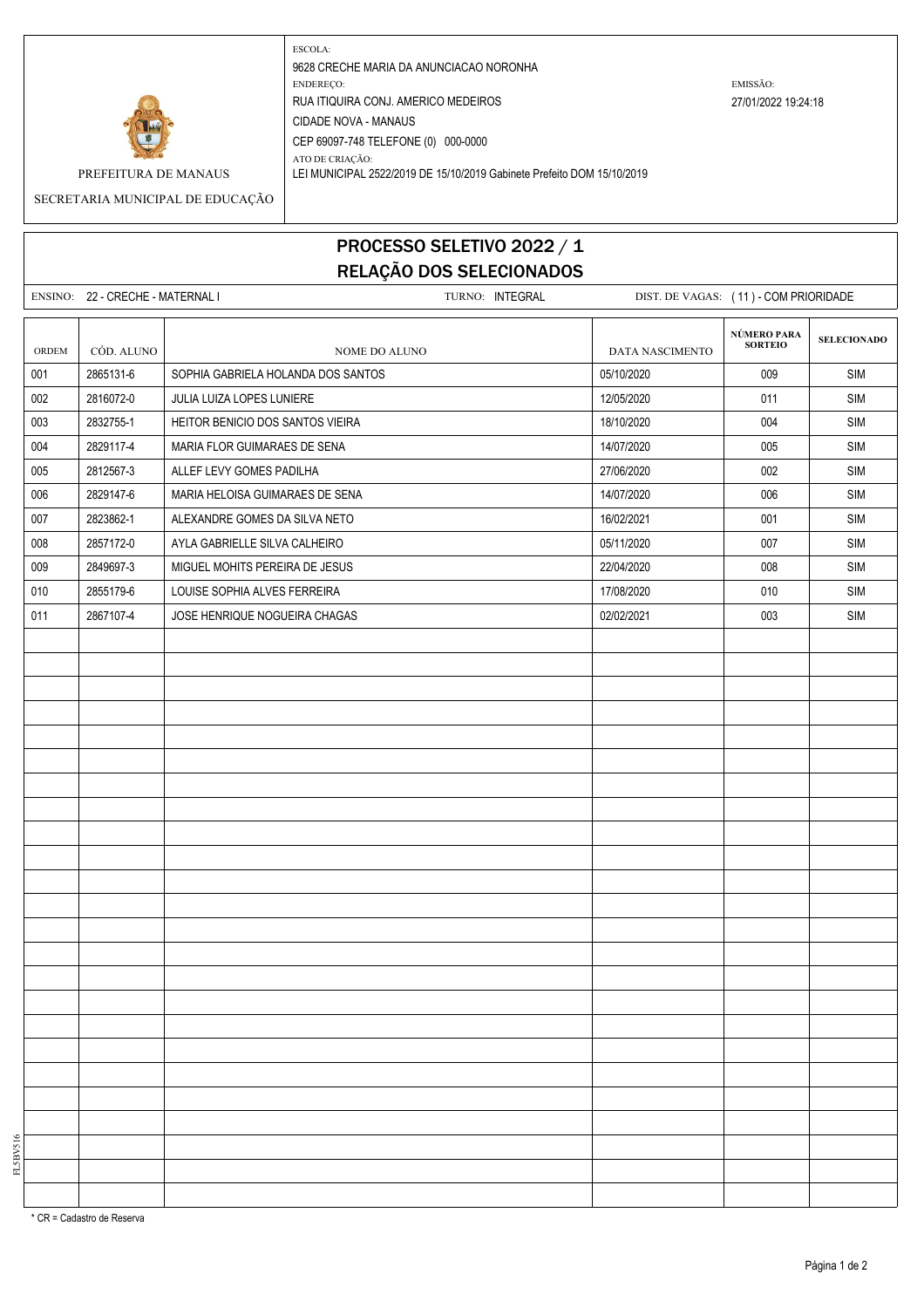PREFEITURA DE MANAUS

SECRETARIA MUNICIPAL DE EDUCAÇÃO

ESCOLA:
9628 CRECHE MARIA DA ANUNCIACAO NORONHA

ENDEREÇO:
RUA ITIQUIRA CONJ. AMERICO MEDEIROS
CIDADE NOVA - MANAUS
CEP 69097-748 TELEFONE (0) 000-0000

ATO DE CRIAÇÃO:
LEI MUNICIPAL 2522/2019 DE 15/10/2019 Gabinete Prefeito DOM 15/10/2019

EMISSÃO:
27/01/2022 19:24:18

# PROCESSO SELETIVO 2022 / 1
## RELAÇÃO DOS SELECIONADOS

ENSINO: 22 - CRECHE - MATERNAL I TURNO: INTEGRAL DIST. DE VAGAS: ( 11 ) - COM PRIORIDADE

| ORDEM | CÓD. ALUNO | NOME DO ALUNO | DATA NASCIMENTO | NÚMERO PARA SORTEIO | SELECIONADO |
|---|---|---|---|---|---|
| 001 | 2865131-6 | SOPHIA GABRIELA HOLANDA DOS SANTOS | 05/10/2020 | 009 | SIM |
| 002 | 2816072-0 | JULIA LUIZA LOPES LUNIERE | 12/05/2020 | 011 | SIM |
| 003 | 2832755-1 | HEITOR BENICIO DOS SANTOS VIEIRA | 18/10/2020 | 004 | SIM |
| 004 | 2829117-4 | MARIA FLOR GUIMARAES DE SENA | 14/07/2020 | 005 | SIM |
| 005 | 2812567-3 | ALLEF LEVY GOMES PADILHA | 27/06/2020 | 002 | SIM |
| 006 | 2829147-6 | MARIA HELOISA GUIMARAES DE SENA | 14/07/2020 | 006 | SIM |
| 007 | 2823862-1 | ALEXANDRE GOMES DA SILVA NETO | 16/02/2021 | 001 | SIM |
| 008 | 2857172-0 | AYLA GABRIELLE SILVA CALHEIRO | 05/11/2020 | 007 | SIM |
| 009 | 2849697-3 | MIGUEL MOHITS PEREIRA DE JESUS | 22/04/2020 | 008 | SIM |
| 010 | 2855179-6 | LOUISE SOPHIA ALVES FERREIRA | 17/08/2020 | 010 | SIM |
| 011 | 2867107-4 | JOSE HENRIQUE NOGUEIRA CHAGAS | 02/02/2021 | 003 | SIM |

* CR = Cadastro de Reserva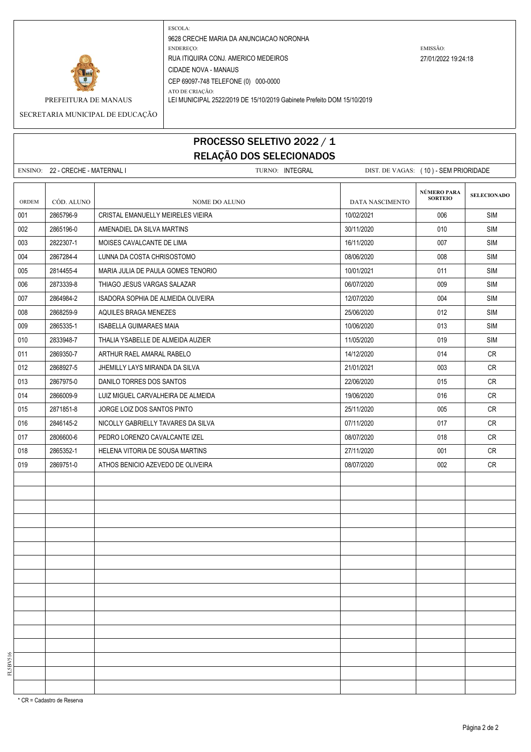PREFEITURA DE MANAUS

SECRETARIA MUNICIPAL DE EDUCAÇÃO

ESCOLA:
9628 CRECHE MARIA DA ANUNCIACAO NORONHA

ENDEREÇO:
RUA ITIQUIRA CONJ. AMERICO MEDEIROS
CIDADE NOVA - MANAUS
CEP 69097-748 TELEFONE (0) 000-0000

ATO DE CRIAÇÃO:
LEI MUNICIPAL 2522/2019 DE 15/10/2019 Gabinete Prefeito DOM 15/10/2019

EMISSÃO:
27/01/2022 19:24:18

# PROCESSO SELETIVO 2022 / 1
## RELAÇÃO DOS SELECIONADOS

ENSINO: 22 - CRECHE - MATERNAL I    TURNO: INTEGRAL    DIST. DE VAGAS: ( 10 ) - SEM PRIORIDADE

| ORDEM | CÓD. ALUNO | NOME DO ALUNO | DATA NASCIMENTO | NÚMERO PARA SORTEIO | SELECIONADO |
|---|---|---|---|---|---|
| 001 | 2865796-9 | CRISTAL EMANUELLY MEIRELES VIEIRA | 10/02/2021 | 006 | SIM |
| 002 | 2865196-0 | AMENADIEL DA SILVA MARTINS | 30/11/2020 | 010 | SIM |
| 003 | 2822307-1 | MOISES CAVALCANTE DE LIMA | 16/11/2020 | 007 | SIM |
| 004 | 2867284-4 | LUNNA DA COSTA CHRISOSTOMO | 08/06/2020 | 008 | SIM |
| 005 | 2814455-4 | MARIA JULIA DE PAULA GOMES TENORIO | 10/01/2021 | 011 | SIM |
| 006 | 2873339-8 | THIAGO JESUS VARGAS SALAZAR | 06/07/2020 | 009 | SIM |
| 007 | 2864984-2 | ISADORA SOPHIA DE ALMEIDA OLIVEIRA | 12/07/2020 | 004 | SIM |
| 008 | 2868259-9 | AQUILES BRAGA MENEZES | 25/06/2020 | 012 | SIM |
| 009 | 2865335-1 | ISABELLA GUIMARAES MAIA | 10/06/2020 | 013 | SIM |
| 010 | 2833948-7 | THALIA YSABELLE DE ALMEIDA AUZIER | 11/05/2020 | 019 | SIM |
| 011 | 2869350-7 | ARTHUR RAEL AMARAL RABELO | 14/12/2020 | 014 | CR |
| 012 | 2868927-5 | JHEMILLY LAYS MIRANDA DA SILVA | 21/01/2021 | 003 | CR |
| 013 | 2867975-0 | DANILO TORRES DOS SANTOS | 22/06/2020 | 015 | CR |
| 014 | 2866009-9 | LUIZ MIGUEL CARVALHEIRA DE ALMEIDA | 19/06/2020 | 016 | CR |
| 015 | 2871851-8 | JORGE LOIZ DOS SANTOS PINTO | 25/11/2020 | 005 | CR |
| 016 | 2846145-2 | NICOLLY GABRIELLY TAVARES DA SILVA | 07/11/2020 | 017 | CR |
| 017 | 2806600-6 | PEDRO LORENZO CAVALCANTE IZEL | 08/07/2020 | 018 | CR |
| 018 | 2865352-1 | HELENA VITORIA DE SOUSA MARTINS | 27/11/2020 | 001 | CR |
| 019 | 2869751-0 | ATHOS BENICIO AZEVEDO DE OLIVEIRA | 08/07/2020 | 002 | CR |

\* CR = Cadastro de Reserva